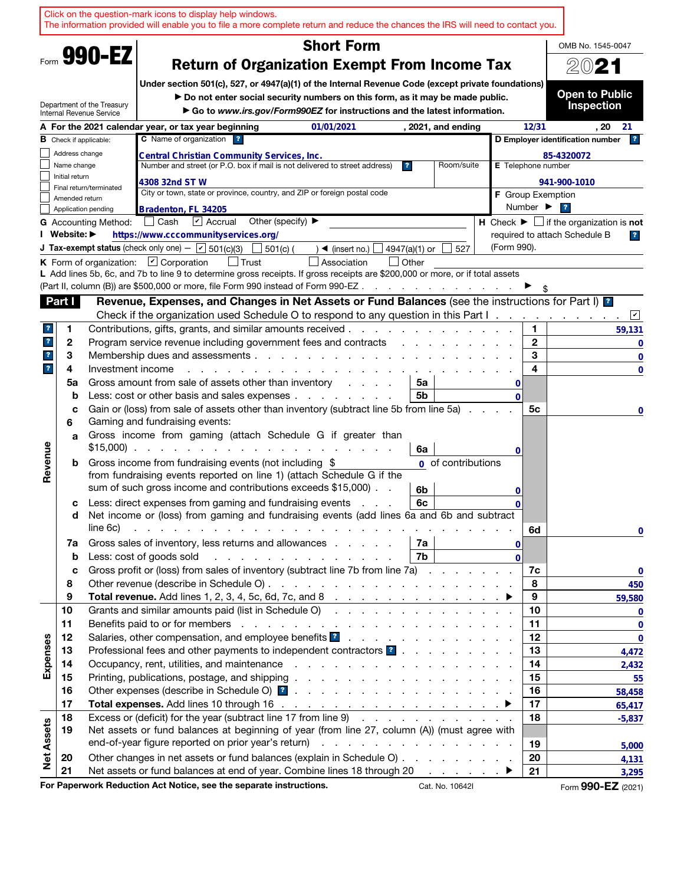Click on the question-mark icons to display help windows.
The information provided will enable you to file a more complete return and reduce the chances the IRS will need to contact you.

Form **990-EZ**

Department of the Treasury
Internal Revenue Service

# Short Form
## Return of Organization Exempt From Income Tax

**Under section 501(c), 527, or 4947(a)(1) of the Internal Revenue Code (except private foundations)**

▶ **Do not enter social security numbers on this form, as it may be made public.**

▶ **Go to *www.irs.gov/Form990EZ* for instructions and the latest information.**

OMB No. 1545-0047

**2021**

**Open to Public Inspection**

**A** For the 2021 calendar year, or tax year beginning 01/01/2021, 2021, and ending 12/31, 20 21

**B** Check if applicable:
- ☐ Address change
- ☐ Name change
- ☐ Initial return
- ☐ Final return/terminated
- ☐ Amended return
- ☐ Application pending

**C** Name of organization: Central Christian Community Services, Inc.

Number and street (or P.O. box if mail is not delivered to street address): 4308 32nd ST W — Room/suite:

City or town, state or province, country, and ZIP or foreign postal code: Bradenton, FL 34205

**D** Employer identification number: 85-4320072

**E** Telephone number: 941-900-1010

**F** Group Exemption Number ▶

**G** Accounting Method: ☐ Cash ☑ Accrual Other (specify) ▶

**H** Check ▶ ☐ if the organization is **not** required to attach Schedule B (Form 990).

**I** Website: ▶ https://www.cccommunityservices.org/

**J** Tax-exempt status (check only one) — ☑ 501(c)(3) ☐ 501(c) ( ) ◀ (insert no.) ☐ 4947(a)(1) or ☐ 527

**K** Form of organization: ☑ Corporation ☐ Trust ☐ Association ☐ Other

**L** Add lines 5b, 6c, and 7b to line 9 to determine gross receipts. If gross receipts are $200,000 or more, or if total assets (Part II, column (B)) are $500,000 or more, file Form 990 instead of Form 990-EZ ▶ $

## Part I — Revenue, Expenses, and Changes in Net Assets or Fund Balances (see the instructions for Part I)

Check if the organization used Schedule O to respond to any question in this Part I ☑

| Section | Line | Description | Sub-line | Sub-amount | Line | Amount |
|---|---|---|---|---|---|---|
| Revenue | 1 | Contributions, gifts, grants, and similar amounts received | | | 1 | 59,131 |
| | 2 | Program service revenue including government fees and contracts | | | 2 | 0 |
| | 3 | Membership dues and assessments | | | 3 | 0 |
| | 4 | Investment income | | | 4 | 0 |
| | 5a | Gross amount from sale of assets other than inventory | 5a | 0 | | |
| | b | Less: cost or other basis and sales expenses | 5b | 0 | | |
| | c | Gain or (loss) from sale of assets other than inventory (subtract line 5b from line 5a) | | | 5c | 0 |
| | 6 | Gaming and fundraising events: | | | | |
| | a | Gross income from gaming (attach Schedule G if greater than $15,000) | 6a | 0 | | |
| | b | Gross income from fundraising events (not including $ 0 of contributions from fundraising events reported on line 1) (attach Schedule G if the sum of such gross income and contributions exceeds $15,000) | 6b | 0 | | |
| | c | Less: direct expenses from gaming and fundraising events | 6c | 0 | | |
| | d | Net income or (loss) from gaming and fundraising events (add lines 6a and 6b and subtract line 6c) | | | 6d | 0 |
| | 7a | Gross sales of inventory, less returns and allowances | 7a | 0 | | |
| | b | Less: cost of goods sold | 7b | 0 | | |
| | c | Gross profit or (loss) from sales of inventory (subtract line 7b from line 7a) | | | 7c | 0 |
| | 8 | Other revenue (describe in Schedule O) | | | 8 | 450 |
| | 9 | **Total revenue.** Add lines 1, 2, 3, 4, 5c, 6d, 7c, and 8 ▶ | | | 9 | 59,580 |
| Expenses | 10 | Grants and similar amounts paid (list in Schedule O) | | | 10 | 0 |
| | 11 | Benefits paid to or for members | | | 11 | 0 |
| | 12 | Salaries, other compensation, and employee benefits | | | 12 | 0 |
| | 13 | Professional fees and other payments to independent contractors | | | 13 | 4,472 |
| | 14 | Occupancy, rent, utilities, and maintenance | | | 14 | 2,432 |
| | 15 | Printing, publications, postage, and shipping | | | 15 | 55 |
| | 16 | Other expenses (describe in Schedule O) | | | 16 | 58,458 |
| | 17 | **Total expenses.** Add lines 10 through 16 ▶ | | | 17 | 65,417 |
| Net Assets | 18 | Excess or (deficit) for the year (subtract line 17 from line 9) | | | 18 | -5,837 |
| | 19 | Net assets or fund balances at beginning of year (from line 27, column (A)) (must agree with end-of-year figure reported on prior year's return) | | | 19 | 5,000 |
| | 20 | Other changes in net assets or fund balances (explain in Schedule O) | | | 20 | 4,131 |
| | 21 | Net assets or fund balances at end of year. Combine lines 18 through 20 ▶ | | | 21 | 3,295 |

**For Paperwork Reduction Act Notice, see the separate instructions.** Cat. No. 10642I Form **990-EZ** (2021)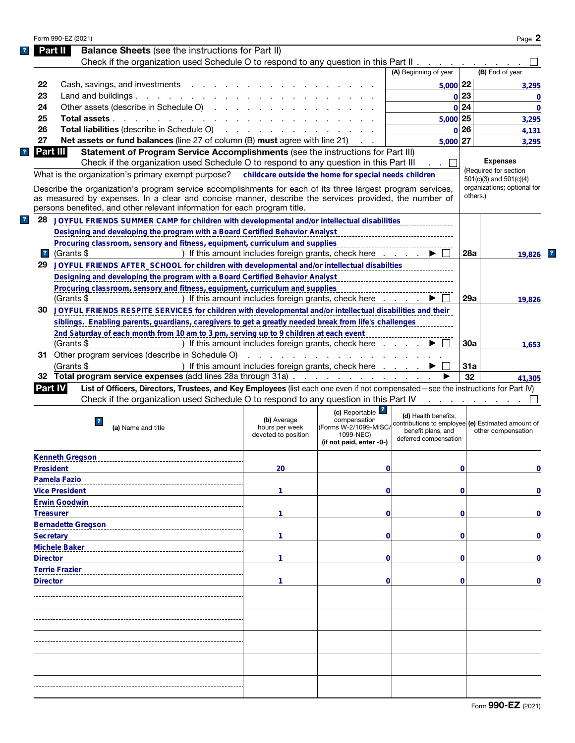## Part II Balance Sheets (see the instructions for Part II)

Check if the organization used Schedule O to respond to any question in this Part II . . . . . . . . . . ☐

| | | (A) Beginning of year | | (B) End of year |
|---|---|---|---|---|
| 22 | Cash, savings, and investments | 5,000 | 22 | 3,295 |
| 23 | Land and buildings | 0 | 23 | 0 |
| 24 | Other assets (describe in Schedule O) | 0 | 24 | 0 |
| 25 | **Total assets** | 5,000 | 25 | 3,295 |
| 26 | **Total liabilities** (describe in Schedule O) | 0 | 26 | 4,131 |
| 27 | **Net assets or fund balances** (line 27 of column (B) **must** agree with line 21) | 5,000 | 27 | 3,295 |

## Part III Statement of Program Service Accomplishments (see the instructions for Part III)

Check if the organization used Schedule O to respond to any question in this Part III . . ☐

**Expenses** (Required for section 501(c)(3) and 501(c)(4) organizations; optional for others.)

What is the organization's primary exempt purpose? childcare outside the home for special needs children

Describe the organization's program service accomplishments for each of its three largest program services, as measured by expenses. In a clear and concise manner, describe the services provided, the number of persons benefited, and other relevant information for each program title.

**28** JOYFUL FRIENDS SUMMER CAMP for children with developmental and/or intellectual disabilities
Designing and developing the program with a Board Certified Behavior Analyst
Procuring classroom, sensory and fitness, equipment, curriculum and supplies
(Grants $ ) If this amount includes foreign grants, check here . . . . ▶ ☐ **28a** 19,826

**29** JOYFUL FRIENDS AFTER_SCHOOL for children with developmental and/or intellectual disabilties
Designing and developing the program with a Board Certified Behavior Analyst
Procuring classroom, sensory and fitness, equipment, curriculum and supplies
(Grants $ ) If this amount includes foreign grants, check here . . . . ▶ ☐ **29a** 19,826

**30** JOYFUL FRIENDS RESPITE SERVICES for children with developmental and/or intellectual disabilities and their siblings. Enabling parents, guardians, caregivers to get a greatly needed break from life's challenges
2nd Saturday of each month from 10 am to 3 pm, serving up to 9 children at each event
(Grants $ ) If this amount includes foreign grants, check here . . . . ▶ ☐ **30a** 1,653

**31** Other program services (describe in Schedule O)
(Grants $ ) If this amount includes foreign grants, check here . . . . ▶ ☐ **31a**

**32 Total program service expenses** (add lines 28a through 31a) . . . . ▶ **32** 41,305

## Part IV List of Officers, Directors, Trustees, and Key Employees (list each one even if not compensated—see the instructions for Part IV)

Check if the organization used Schedule O to respond to any question in this Part IV . . . . . . . . ☐

| (a) Name and title | (b) Average hours per week devoted to position | (c) Reportable compensation (Forms W-2/1099-MISC/1099-NEC) (if not paid, enter -0-) | (d) Health benefits, contributions to employee benefit plans, and deferred compensation | (e) Estimated amount of other compensation |
|---|---|---|---|---|
| Kenneth Gregson<br>President | 20 | 0 | 0 | 0 |
| Pamela Fazio<br>Vice President | 1 | 0 | 0 | 0 |
| Erwin Goodwin<br>Treasurer | 1 | 0 | 0 | 0 |
| Bernadette Gregson<br>Secretary | 1 | 0 | 0 | 0 |
| Michele Baker<br>Director | 1 | 0 | 0 | 0 |
| Terrie Frazier<br>Director | 1 | 0 | 0 | 0 |
| | | | | |
| | | | | |
| | | | | |
| | | | | |
| | | | | |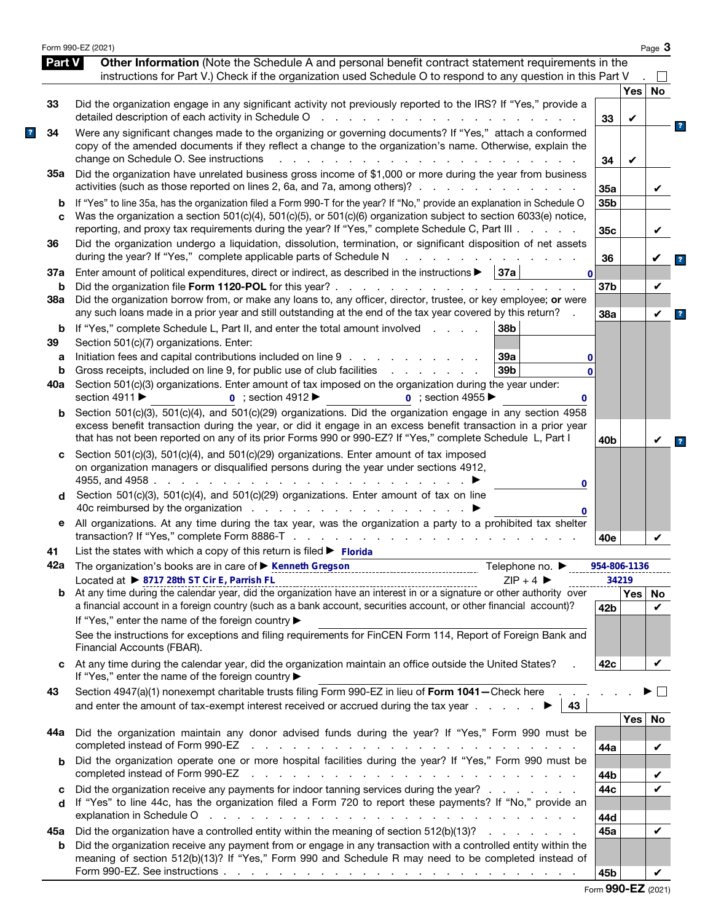Form 990-EZ (2021)

## Part V Other Information

(Note the Schedule A and personal benefit contract statement requirements in the instructions for Part V.) Check if the organization used Schedule O to respond to any question in this Part V . ☐

| | | | Yes | No |
|---|---|---|---|---|
| 33 | Did the organization engage in any significant activity not previously reported to the IRS? If "Yes," provide a detailed description of each activity in Schedule O | 33 | ✔ | |
| 34 | Were any significant changes made to the organizing or governing documents? If "Yes," attach a conformed copy of the amended documents if they reflect a change to the organization's name. Otherwise, explain the change on Schedule O. See instructions | 34 | ✔ | |
| 35a | Did the organization have unrelated business gross income of $1,000 or more during the year from business activities (such as those reported on lines 2, 6a, and 7a, among others)? | 35a | | ✔ |
| b | If "Yes" to line 35a, has the organization filed a Form 990-T for the year? If "No," provide an explanation in Schedule O | 35b | | |
| c | Was the organization a section 501(c)(4), 501(c)(5), or 501(c)(6) organization subject to section 6033(e) notice, reporting, and proxy tax requirements during the year? If "Yes," complete Schedule C, Part III | 35c | | ✔ |
| 36 | Did the organization undergo a liquidation, dissolution, termination, or significant disposition of net assets during the year? If "Yes," complete applicable parts of Schedule N | 36 | | ✔ |
| 37a | Enter amount of political expenditures, direct or indirect, as described in the instructions ▶ 37a 0 | | | |
| b | Did the organization file **Form 1120-POL** for this year? | 37b | | ✔ |
| 38a | Did the organization borrow from, or make any loans to, any officer, director, trustee, or key employee; **or** were any such loans made in a prior year and still outstanding at the end of the tax year covered by this return? | 38a | | ✔ |
| b | If "Yes," complete Schedule L, Part II, and enter the total amount involved ▶ 38b | | | |
| 39 | Section 501(c)(7) organizations. Enter: | | | |
| a | Initiation fees and capital contributions included on line 9 ▶ 39a 0 | | | |
| b | Gross receipts, included on line 9, for public use of club facilities ▶ 39b 0 | | | |
| 40a | Section 501(c)(3) organizations. Enter amount of tax imposed on the organization during the year under: section 4911 ▶ 0 ; section 4912 ▶ 0 ; section 4955 ▶ 0 | | | |
| b | Section 501(c)(3), 501(c)(4), and 501(c)(29) organizations. Did the organization engage in any section 4958 excess benefit transaction during the year, or did it engage in an excess benefit transaction in a prior year that has not been reported on any of its prior Forms 990 or 990-EZ? If "Yes," complete Schedule L, Part I | 40b | | ✔ |
| c | Section 501(c)(3), 501(c)(4), and 501(c)(29) organizations. Enter amount of tax imposed on organization managers or disqualified persons during the year under sections 4912, 4955, and 4958 ▶ 0 | | | |
| d | Section 501(c)(3), 501(c)(4), and 501(c)(29) organizations. Enter amount of tax on line 40c reimbursed by the organization ▶ 0 | | | |
| e | All organizations. At any time during the tax year, was the organization a party to a prohibited tax shelter transaction? If "Yes," complete Form 8886-T | 40e | | ✔ |

41 List the states with which a copy of this return is filed ▶ Florida

42a The organization's books are in care of ▶ Kenneth Gregson    Telephone no. ▶ 954-806-1136

Located at ▶ 8717 28th ST Cir E, Parrish FL    ZIP + 4 ▶ 34219

| | | | Yes | No |
|---|---|---|---|---|
| b | At any time during the calendar year, did the organization have an interest in or a signature or other authority over a financial account in a foreign country (such as a bank account, securities account, or other financial account)? If "Yes," enter the name of the foreign country ▶ See the instructions for exceptions and filing requirements for FinCEN Form 114, Report of Foreign Bank and Financial Accounts (FBAR). | 42b | | ✔ |
| c | At any time during the calendar year, did the organization maintain an office outside the United States? If "Yes," enter the name of the foreign country ▶ | 42c | | ✔ |

43 Section 4947(a)(1) nonexempt charitable trusts filing Form 990-EZ in lieu of **Form 1041—**Check here ▶ ☐ and enter the amount of tax-exempt interest received or accrued during the tax year ▶ 43

| | | | Yes | No |
|---|---|---|---|---|
| 44a | Did the organization maintain any donor advised funds during the year? If "Yes," Form 990 must be completed instead of Form 990-EZ | 44a | | ✔ |
| b | Did the organization operate one or more hospital facilities during the year? If "Yes," Form 990 must be completed instead of Form 990-EZ | 44b | | ✔ |
| c | Did the organization receive any payments for indoor tanning services during the year? | 44c | | ✔ |
| d | If "Yes" to line 44c, has the organization filed a Form 720 to report these payments? If "No," provide an explanation in Schedule O | 44d | | |
| 45a | Did the organization have a controlled entity within the meaning of section 512(b)(13)? | 45a | | ✔ |
| b | Did the organization receive any payment from or engage in any transaction with a controlled entity within the meaning of section 512(b)(13)? If "Yes," Form 990 and Schedule R may need to be completed instead of Form 990-EZ. See instructions | 45b | | ✔ |

Form **990-EZ** (2021)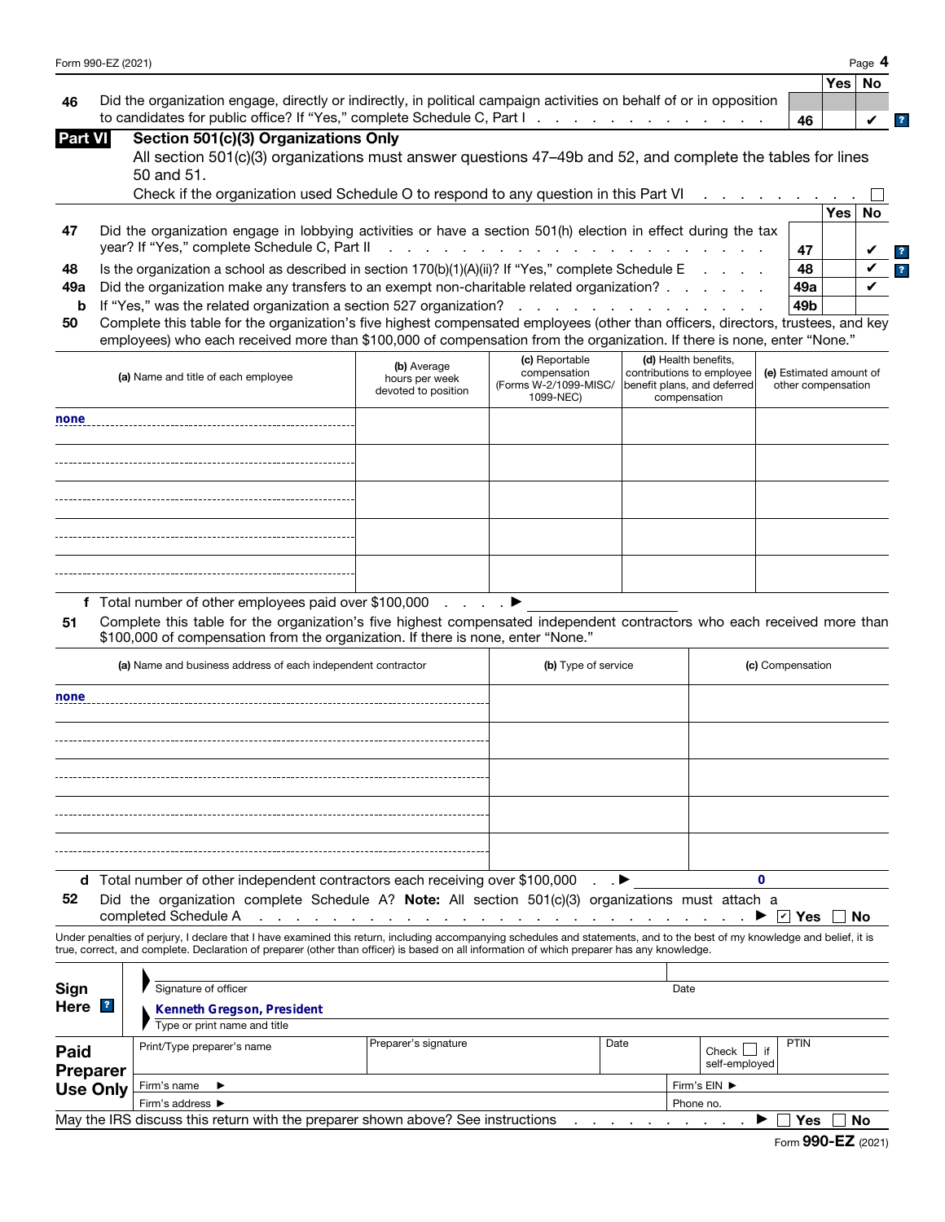Form 990-EZ (2021)

| | | | Yes | No |
|---|---|---|---|---|
| 46 | Did the organization engage, directly or indirectly, in political campaign activities on behalf of or in opposition to candidates for public office? If "Yes," complete Schedule C, Part I | 46 | | ✔ |

## Part VI Section 501(c)(3) Organizations Only

All section 501(c)(3) organizations must answer questions 47–49b and 52, and complete the tables for lines 50 and 51.

Check if the organization used Schedule O to respond to any question in this Part VI ☐

| | | | Yes | No |
|---|---|---|---|---|
| 47 | Did the organization engage in lobbying activities or have a section 501(h) election in effect during the tax year? If "Yes," complete Schedule C, Part II | 47 | | ✔ |
| 48 | Is the organization a school as described in section 170(b)(1)(A)(ii)? If "Yes," complete Schedule E | 48 | | ✔ |
| 49a | Did the organization make any transfers to an exempt non-charitable related organization? | 49a | | ✔ |
| b | If "Yes," was the related organization a section 527 organization? | 49b | | |

**50** Complete this table for the organization's five highest compensated employees (other than officers, directors, trustees, and key employees) who each received more than $100,000 of compensation from the organization. If there is none, enter "None."

| (a) Name and title of each employee | (b) Average hours per week devoted to position | (c) Reportable compensation (Forms W-2/1099-MISC/ 1099-NEC) | (d) Health benefits, contributions to employee benefit plans, and deferred compensation | (e) Estimated amount of other compensation |
|---|---|---|---|---|
| none | | | | |
| | | | | |
| | | | | |
| | | | | |
| | | | | |

**f** Total number of other employees paid over $100,000 ▶

**51** Complete this table for the organization's five highest compensated independent contractors who each received more than $100,000 of compensation from the organization. If there is none, enter "None."

| (a) Name and business address of each independent contractor | (b) Type of service | (c) Compensation |
|---|---|---|
| none | | |
| | | |
| | | |
| | | |
| | | |

**d** Total number of other independent contractors each receiving over $100,000 ▶ 0

**52** Did the organization complete Schedule A? **Note:** All section 501(c)(3) organizations must attach a completed Schedule A ▶ ☑ Yes ☐ No

Under penalties of perjury, I declare that I have examined this return, including accompanying schedules and statements, and to the best of my knowledge and belief, it is true, correct, and complete. Declaration of preparer (other than officer) is based on all information of which preparer has any knowledge.

**Sign Here**

Signature of officer | Date

Kenneth Gregson, President
Type or print name and title

**Paid Preparer Use Only**

| Print/Type preparer's name | Preparer's signature | Date | Check ☐ if self-employed | PTIN |
|---|---|---|---|---|
| Firm's name ▶ | | | Firm's EIN ▶ | |
| Firm's address ▶ | | | Phone no. | |

May the IRS discuss this return with the preparer shown above? See instructions ▶ ☐ Yes ☐ No

Form **990-EZ** (2021)